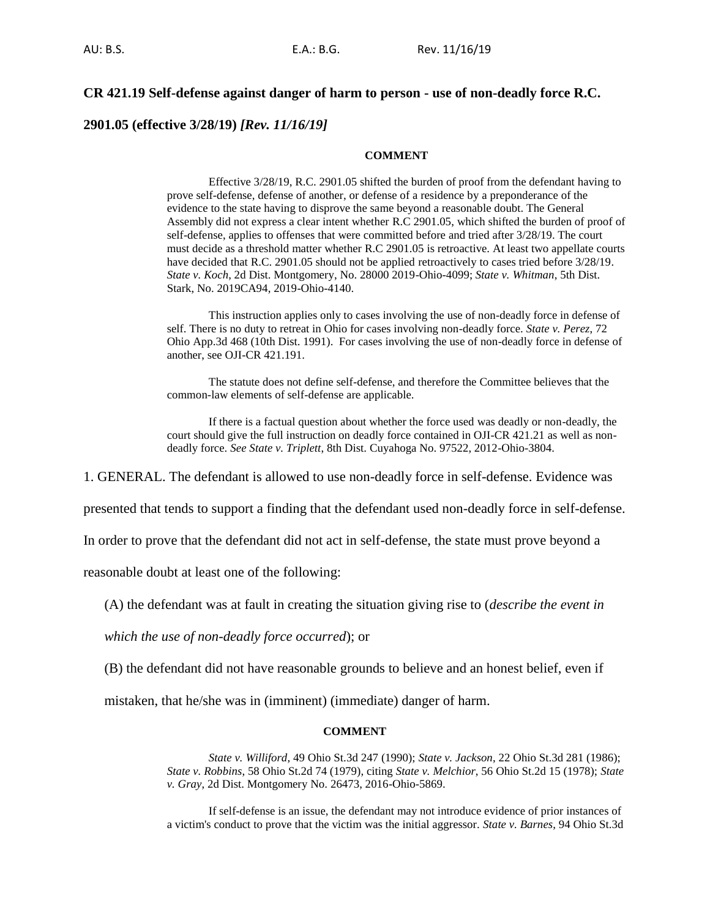AU: B.S. E.A.: B.G. Rev. 11/16/19

## CR 421.19 Self-defense against danger of harm to person - use of non-deadly force R.C. 2901.05 (effective 3/28/19) *[Rev. 11/16/19]*

**COMMENT**

Effective 3/28/19, R.C. 2901.05 shifted the burden of proof from the defendant having to prove self-defense, defense of another, or defense of a residence by a preponderance of the evidence to the state having to disprove the same beyond a reasonable doubt. The General Assembly did not express a clear intent whether R.C 2901.05, which shifted the burden of proof of self-defense, applies to offenses that were committed before and tried after 3/28/19. The court must decide as a threshold matter whether R.C 2901.05 is retroactive. At least two appellate courts have decided that R.C. 2901.05 should not be applied retroactively to cases tried before 3/28/19. *State v. Koch*, 2d Dist. Montgomery, No. 28000 2019-Ohio-4099; *State v. Whitman*, 5th Dist. Stark, No. 2019CA94, 2019-Ohio-4140.

This instruction applies only to cases involving the use of non-deadly force in defense of self. There is no duty to retreat in Ohio for cases involving non-deadly force. *State v. Perez*, 72 Ohio App.3d 468 (10th Dist. 1991). For cases involving the use of non-deadly force in defense of another, see OJI-CR 421.191.

The statute does not define self-defense, and therefore the Committee believes that the common-law elements of self-defense are applicable.

If there is a factual question about whether the force used was deadly or non-deadly, the court should give the full instruction on deadly force contained in OJI-CR 421.21 as well as non-deadly force. *See State v. Triplett*, 8th Dist. Cuyahoga No. 97522, 2012-Ohio-3804.

1. GENERAL. The defendant is allowed to use non-deadly force in self-defense. Evidence was presented that tends to support a finding that the defendant used non-deadly force in self-defense. In order to prove that the defendant did not act in self-defense, the state must prove beyond a reasonable doubt at least one of the following:

(A) the defendant was at fault in creating the situation giving rise to (*describe the event in which the use of non-deadly force occurred*); or

(B) the defendant did not have reasonable grounds to believe and an honest belief, even if mistaken, that he/she was in (imminent) (immediate) danger of harm.

**COMMENT**

*State v. Williford*, 49 Ohio St.3d 247 (1990); *State v. Jackson*, 22 Ohio St.3d 281 (1986); *State v. Robbins*, 58 Ohio St.2d 74 (1979), citing *State v. Melchior*, 56 Ohio St.2d 15 (1978); *State v. Gray*, 2d Dist. Montgomery No. 26473, 2016-Ohio-5869.

If self-defense is an issue, the defendant may not introduce evidence of prior instances of a victim's conduct to prove that the victim was the initial aggressor. *State v. Barnes*, 94 Ohio St.3d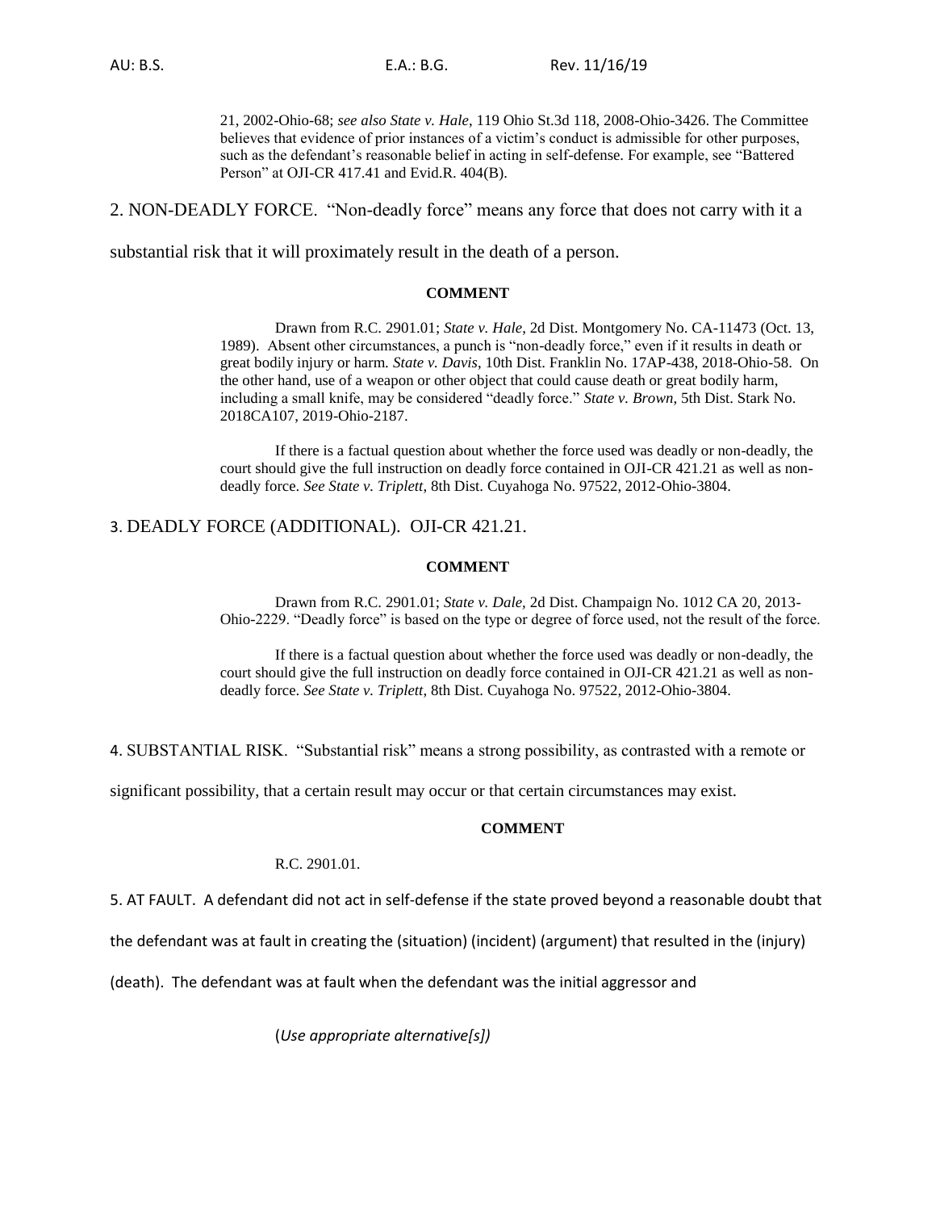21, 2002-Ohio-68; *see also State v. Hale*, 119 Ohio St.3d 118, 2008-Ohio-3426. The Committee believes that evidence of prior instances of a victim's conduct is admissible for other purposes, such as the defendant's reasonable belief in acting in self-defense. For example, see "Battered Person" at OJI-CR 417.41 and Evid.R. 404(B).

2. NON-DEADLY FORCE. "Non-deadly force" means any force that does not carry with it a substantial risk that it will proximately result in the death of a person.

**COMMENT**

Drawn from R.C. 2901.01; *State v. Hale*, 2d Dist. Montgomery No. CA-11473 (Oct. 13, 1989). Absent other circumstances, a punch is "non-deadly force," even if it results in death or great bodily injury or harm. *State v. Davis*, 10th Dist. Franklin No. 17AP-438, 2018-Ohio-58. On the other hand, use of a weapon or other object that could cause death or great bodily harm, including a small knife, may be considered "deadly force." *State v. Brown*, 5th Dist. Stark No. 2018CA107, 2019-Ohio-2187.

If there is a factual question about whether the force used was deadly or non-deadly, the court should give the full instruction on deadly force contained in OJI-CR 421.21 as well as non-deadly force. *See State v. Triplett*, 8th Dist. Cuyahoga No. 97522, 2012-Ohio-3804.

3. DEADLY FORCE (ADDITIONAL). OJI-CR 421.21.

**COMMENT**

Drawn from R.C. 2901.01; *State v. Dale*, 2d Dist. Champaign No. 1012 CA 20, 2013-Ohio-2229. "Deadly force" is based on the type or degree of force used, not the result of the force.

If there is a factual question about whether the force used was deadly or non-deadly, the court should give the full instruction on deadly force contained in OJI-CR 421.21 as well as non-deadly force. *See State v. Triplett*, 8th Dist. Cuyahoga No. 97522, 2012-Ohio-3804.

4. SUBSTANTIAL RISK. "Substantial risk" means a strong possibility, as contrasted with a remote or significant possibility, that a certain result may occur or that certain circumstances may exist.

**COMMENT**

R.C. 2901.01.

5. AT FAULT. A defendant did not act in self-defense if the state proved beyond a reasonable doubt that the defendant was at fault in creating the (situation) (incident) (argument) that resulted in the (injury) (death). The defendant was at fault when the defendant was the initial aggressor and

(*Use appropriate alternative[s]*)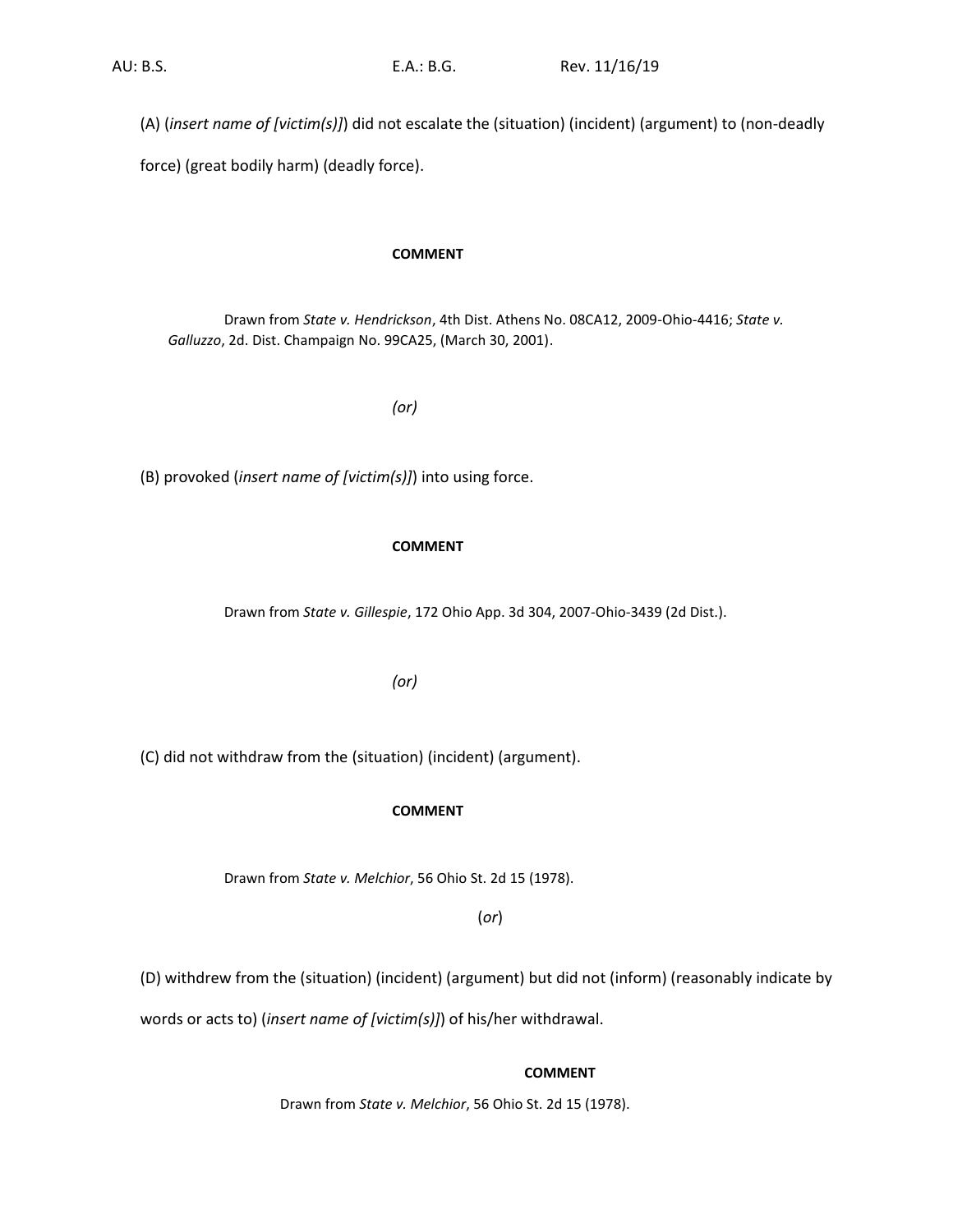(A) (*insert name of [victim(s)]*) did not escalate the (situation) (incident) (argument) to (non-deadly force) (great bodily harm) (deadly force).

**COMMENT**

Drawn from *State v. Hendrickson*, 4th Dist. Athens No. 08CA12, 2009-Ohio-4416; *State v. Galluzzo*, 2d. Dist. Champaign No. 99CA25, (March 30, 2001).

*(or)*

(B) provoked (*insert name of [victim(s)]*) into using force.

**COMMENT**

Drawn from *State v. Gillespie*, 172 Ohio App. 3d 304, 2007-Ohio-3439 (2d Dist.).

*(or)*

(C) did not withdraw from the (situation) (incident) (argument).

**COMMENT**

Drawn from *State v. Melchior*, 56 Ohio St. 2d 15 (1978).

(*or*)

(D) withdrew from the (situation) (incident) (argument) but did not (inform) (reasonably indicate by words or acts to) (*insert name of [victim(s)]*) of his/her withdrawal.

**COMMENT**

Drawn from *State v. Melchior*, 56 Ohio St. 2d 15 (1978).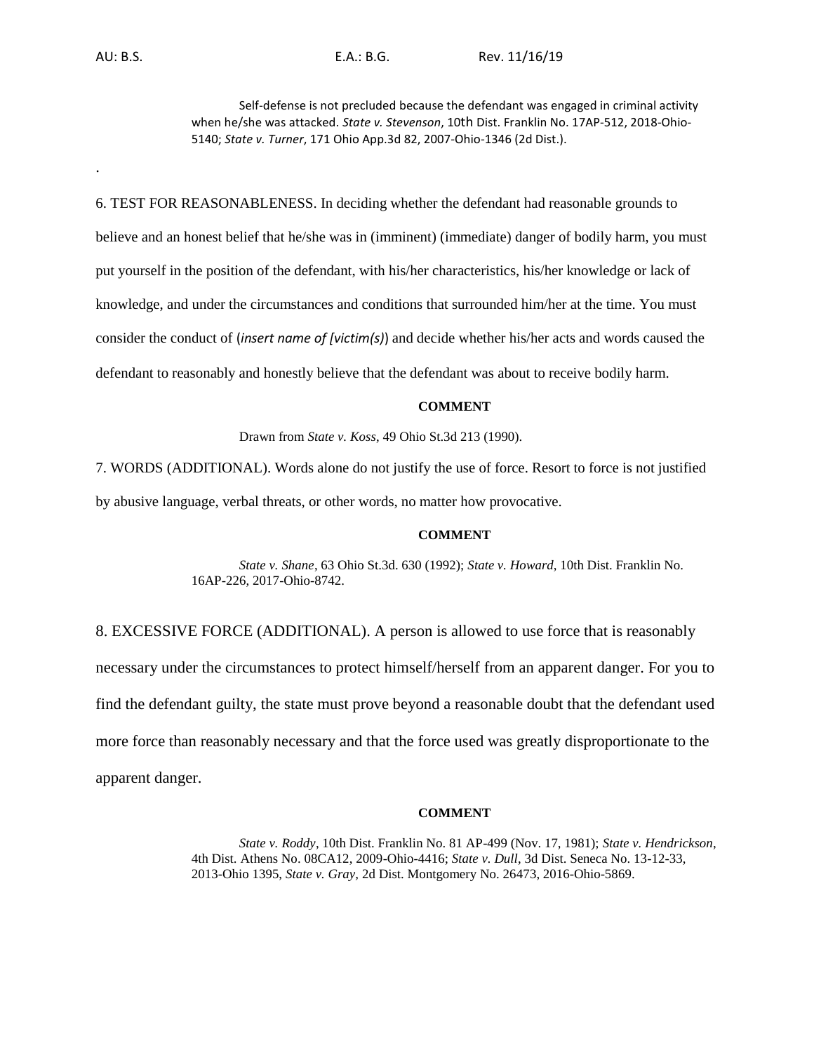Self-defense is not precluded because the defendant was engaged in criminal activity when he/she was attacked. *State v. Stevenson*, 10th Dist. Franklin No. 17AP-512, 2018-Ohio-5140; *State v. Turner*, 171 Ohio App.3d 82, 2007-Ohio-1346 (2d Dist.).

.

6. TEST FOR REASONABLENESS. In deciding whether the defendant had reasonable grounds to believe and an honest belief that he/she was in (imminent) (immediate) danger of bodily harm, you must put yourself in the position of the defendant, with his/her characteristics, his/her knowledge or lack of knowledge, and under the circumstances and conditions that surrounded him/her at the time. You must consider the conduct of (*insert name of [victim(s)]*) and decide whether his/her acts and words caused the defendant to reasonably and honestly believe that the defendant was about to receive bodily harm.

**COMMENT**

Drawn from *State v. Koss*, 49 Ohio St.3d 213 (1990).

7. WORDS (ADDITIONAL). Words alone do not justify the use of force. Resort to force is not justified by abusive language, verbal threats, or other words, no matter how provocative.

**COMMENT**

*State v. Shane*, 63 Ohio St.3d. 630 (1992); *State v. Howard*, 10th Dist. Franklin No. 16AP-226, 2017-Ohio-8742.

8. EXCESSIVE FORCE (ADDITIONAL). A person is allowed to use force that is reasonably necessary under the circumstances to protect himself/herself from an apparent danger. For you to find the defendant guilty, the state must prove beyond a reasonable doubt that the defendant used more force than reasonably necessary and that the force used was greatly disproportionate to the apparent danger.

**COMMENT**

*State v. Roddy*, 10th Dist. Franklin No. 81 AP-499 (Nov. 17, 1981); *State v. Hendrickson*, 4th Dist. Athens No. 08CA12, 2009-Ohio-4416; *State v. Dull*, 3d Dist. Seneca No. 13-12-33, 2013-Ohio 1395, *State v. Gray,* 2d Dist. Montgomery No. 26473, 2016-Ohio-5869.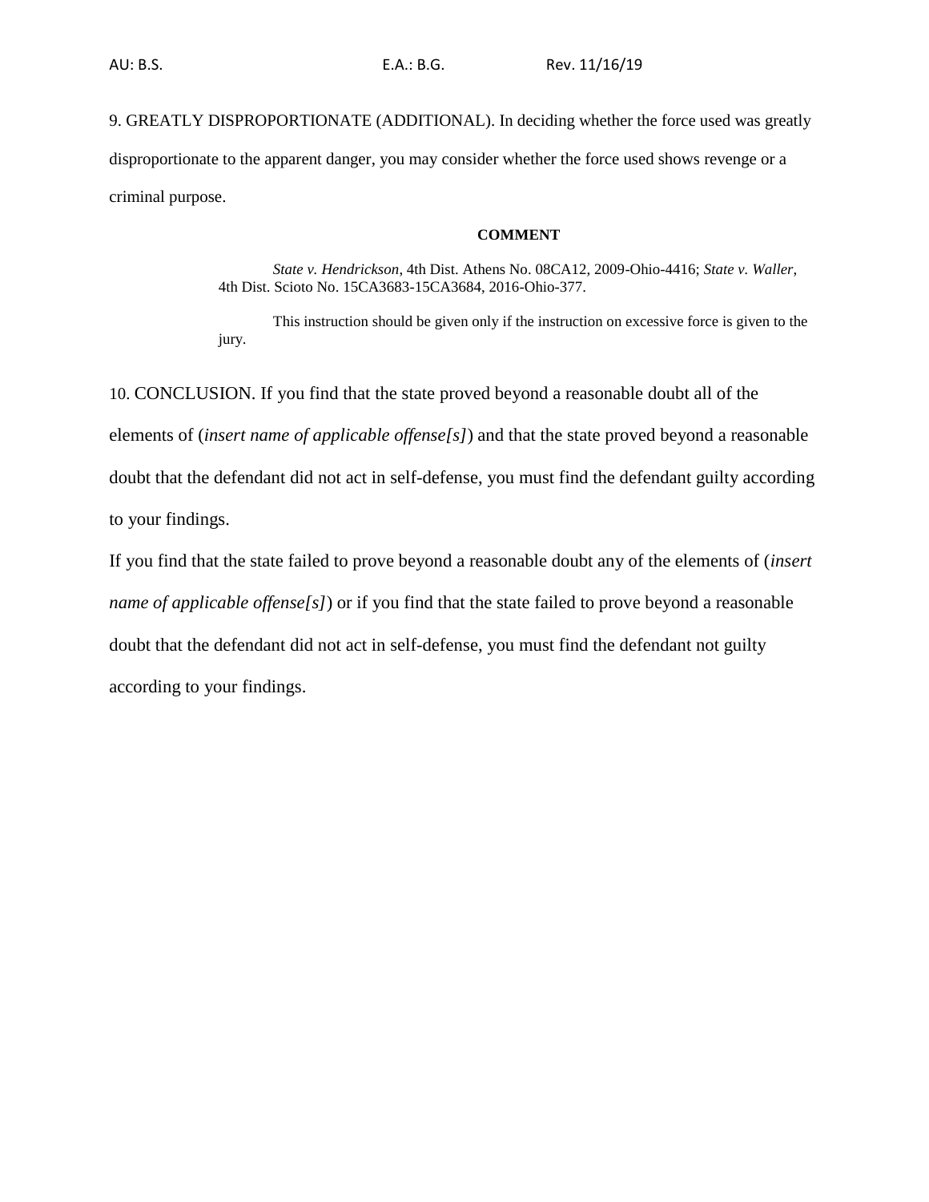9. GREATLY DISPROPORTIONATE (ADDITIONAL). In deciding whether the force used was greatly disproportionate to the apparent danger, you may consider whether the force used shows revenge or a criminal purpose.

**COMMENT**

*State v. Hendrickson*, 4th Dist. Athens No. 08CA12, 2009-Ohio-4416; *State v. Waller*, 4th Dist. Scioto No. 15CA3683-15CA3684, 2016-Ohio-377.

This instruction should be given only if the instruction on excessive force is given to the jury.

10. CONCLUSION. If you find that the state proved beyond a reasonable doubt all of the elements of (*insert name of applicable offense[s]*) and that the state proved beyond a reasonable doubt that the defendant did not act in self-defense, you must find the defendant guilty according to your findings.

If you find that the state failed to prove beyond a reasonable doubt any of the elements of (*insert name of applicable offense[s]*) or if you find that the state failed to prove beyond a reasonable doubt that the defendant did not act in self-defense, you must find the defendant not guilty according to your findings.